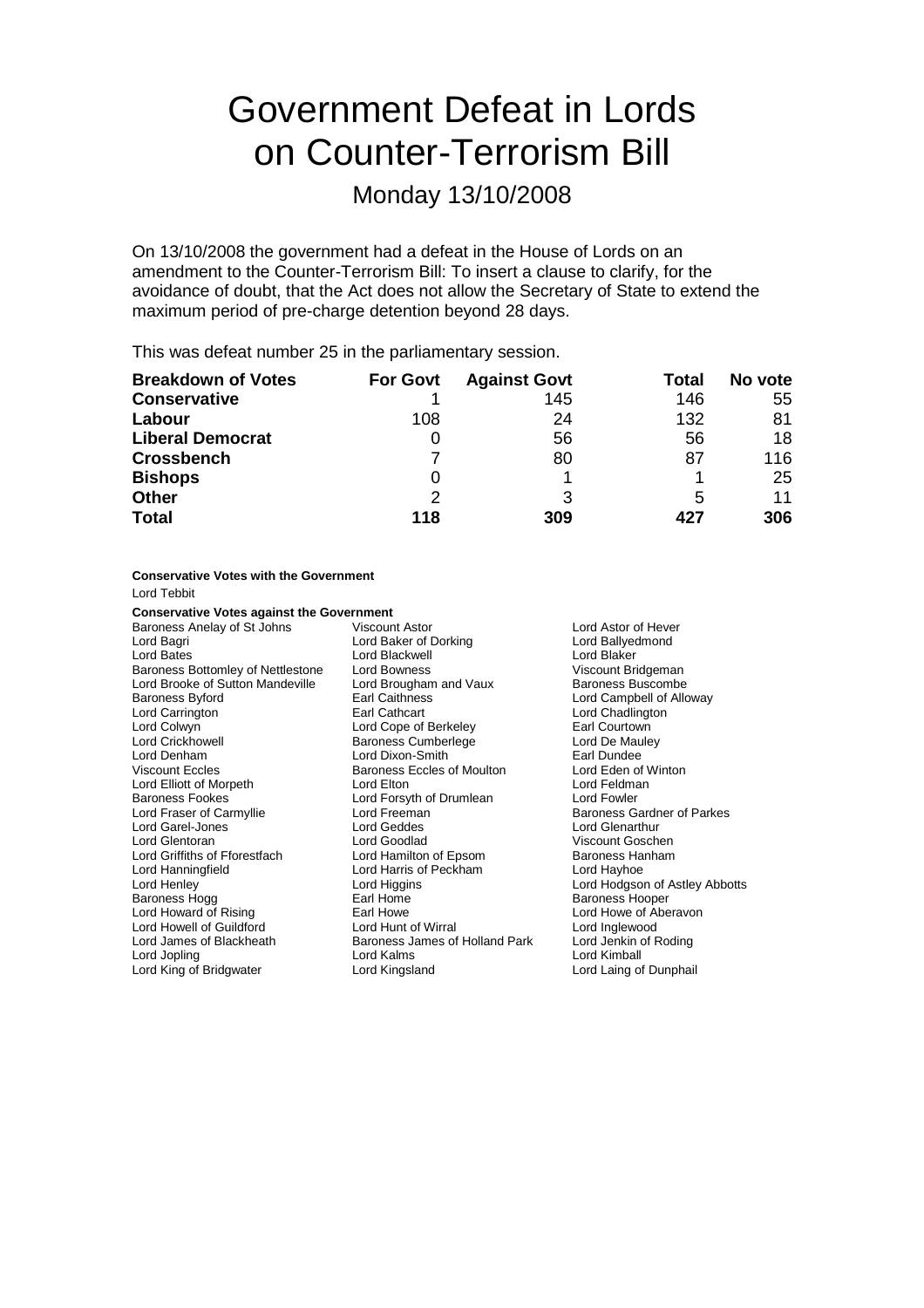# Government Defeat in Lords on Counter-Terrorism Bill

## Monday 13/10/2008

On 13/10/2008 the government had a defeat in the House of Lords on an amendment to the Counter-Terrorism Bill: To insert a clause to clarify, for the avoidance of doubt, that the Act does not allow the Secretary of State to extend the maximum period of pre-charge detention beyond 28 days.

This was defeat number 25 in the parliamentary session.

| Breakdown of Votes | For Govt | Against Govt | Total | No vote |
|---|---|---|---|---|
| **Conservative** | 1 | 145 | 146 | 55 |
| **Labour** | 108 | 24 | 132 | 81 |
| **Liberal Democrat** | 0 | 56 | 56 | 18 |
| **Crossbench** | 7 | 80 | 87 | 116 |
| **Bishops** | 0 | 1 | 1 | 25 |
| **Other** | 2 | 3 | 5 | 11 |
| **Total** | **118** | **309** | **427** | **306** |

**Conservative Votes with the Government**

Lord Tebbit

**Conservative Votes against the Government**

Baroness Anelay of St Johns
Viscount Astor
Lord Astor of Hever
Lord Bagri
Lord Baker of Dorking
Lord Ballyedmond
Lord Bates
Lord Blackwell
Lord Blaker
Baroness Bottomley of Nettlestone
Lord Bowness
Viscount Bridgeman
Lord Brooke of Sutton Mandeville
Lord Brougham and Vaux
Baroness Buscombe
Baroness Byford
Earl Caithness
Lord Campbell of Alloway
Lord Carrington
Earl Cathcart
Lord Chadlington
Lord Colwyn
Lord Cope of Berkeley
Earl Courtown
Lord Crickhowell
Baroness Cumberlege
Lord De Mauley
Lord Denham
Lord Dixon-Smith
Earl Dundee
Viscount Eccles
Baroness Eccles of Moulton
Lord Eden of Winton
Lord Elliott of Morpeth
Lord Elton
Lord Feldman
Baroness Fookes
Lord Forsyth of Drumlean
Lord Fowler
Lord Fraser of Carmyllie
Lord Freeman
Baroness Gardner of Parkes
Lord Garel-Jones
Lord Geddes
Lord Glenarthur
Lord Glentoran
Lord Goodlad
Viscount Goschen
Lord Griffiths of Fforestfach
Lord Hamilton of Epsom
Baroness Hanham
Lord Hanningfield
Lord Harris of Peckham
Lord Hayhoe
Lord Henley
Lord Higgins
Lord Hodgson of Astley Abbotts
Baroness Hogg
Earl Home
Baroness Hooper
Lord Howard of Rising
Earl Howe
Lord Howe of Aberavon
Lord Howell of Guildford
Lord Hunt of Wirral
Lord Inglewood
Lord James of Blackheath
Baroness James of Holland Park
Lord Jenkin of Roding
Lord Jopling
Lord Kalms
Lord Kimball
Lord King of Bridgwater
Lord Kingsland
Lord Laing of Dunphail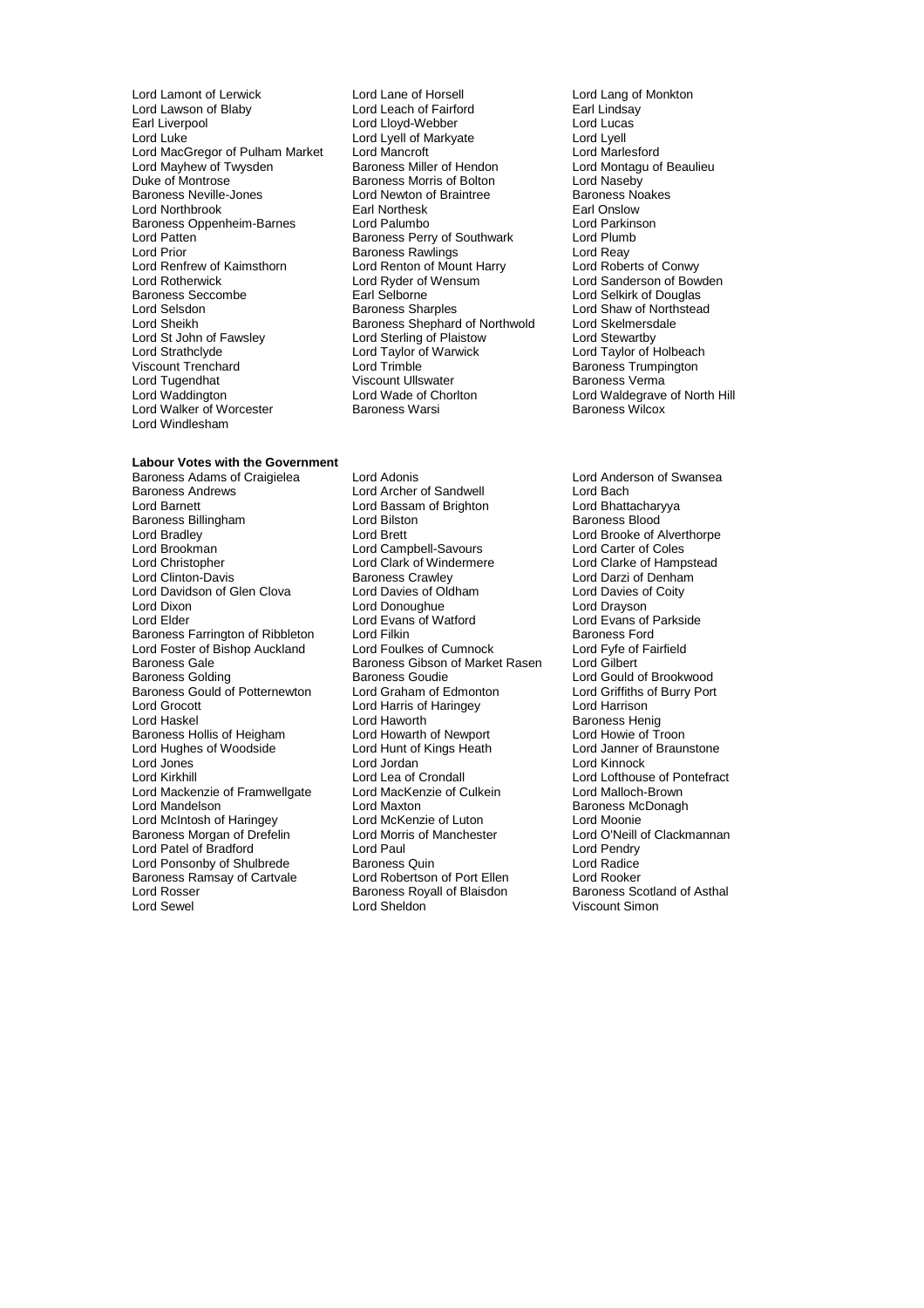Lord Lamont of Lerwick
Lord Lane of Horsell
Lord Lang of Monkton
Lord Lawson of Blaby
Lord Leach of Fairford
Earl Lindsay
Earl Liverpool
Lord Lloyd-Webber
Lord Lucas
Lord Luke
Lord Lyell of Markyate
Lord Lyell
Lord MacGregor of Pulham Market
Lord Mancroft
Lord Marlesford
Lord Mayhew of Twysden
Baroness Miller of Hendon
Lord Montagu of Beaulieu
Duke of Montrose
Baroness Morris of Bolton
Lord Naseby
Baroness Neville-Jones
Lord Newton of Braintree
Baroness Noakes
Lord Northbrook
Earl Northesk
Earl Onslow
Baroness Oppenheim-Barnes
Lord Palumbo
Lord Parkinson
Lord Patten
Baroness Perry of Southwark
Lord Plumb
Lord Prior
Baroness Rawlings
Lord Reay
Lord Renfrew of Kaimsthorn
Lord Renton of Mount Harry
Lord Roberts of Conwy
Lord Rotherwick
Lord Ryder of Wensum
Lord Sanderson of Bowden
Baroness Seccombe
Earl Selborne
Lord Selkirk of Douglas
Lord Selsdon
Baroness Sharples
Lord Shaw of Northstead
Lord Sheikh
Baroness Shephard of Northwold
Lord Skelmersdale
Lord St John of Fawsley
Lord Sterling of Plaistow
Lord Stewartby
Lord Strathclyde
Lord Taylor of Warwick
Lord Taylor of Holbeach
Viscount Trenchard
Lord Trimble
Baroness Trumpington
Lord Tugendhat
Viscount Ullswater
Baroness Verma
Lord Waddington
Lord Wade of Chorlton
Lord Waldegrave of North Hill
Lord Walker of Worcester
Baroness Warsi
Baroness Wilcox
Lord Windlesham

**Labour Votes with the Government**

Baroness Adams of Craigielea
Lord Adonis
Lord Anderson of Swansea
Baroness Andrews
Lord Archer of Sandwell
Lord Bach
Lord Barnett
Lord Bassam of Brighton
Lord Bhattacharyya
Baroness Billingham
Lord Bilston
Baroness Blood
Lord Bradley
Lord Brett
Lord Brooke of Alverthorpe
Lord Brookman
Lord Campbell-Savours
Lord Carter of Coles
Lord Christopher
Lord Clark of Windermere
Lord Clarke of Hampstead
Lord Clinton-Davis
Baroness Crawley
Lord Darzi of Denham
Lord Davidson of Glen Clova
Lord Davies of Oldham
Lord Davies of Coity
Lord Dixon
Lord Donoughue
Lord Drayson
Lord Elder
Lord Evans of Watford
Lord Evans of Parkside
Baroness Farrington of Ribbleton
Lord Filkin
Baroness Ford
Lord Foster of Bishop Auckland
Lord Foulkes of Cumnock
Lord Fyfe of Fairfield
Baroness Gale
Baroness Gibson of Market Rasen
Lord Gilbert
Baroness Golding
Baroness Goudie
Lord Gould of Brookwood
Baroness Gould of Potternewton
Lord Graham of Edmonton
Lord Griffiths of Burry Port
Lord Grocott
Lord Harris of Haringey
Lord Harrison
Lord Haskel
Lord Haworth
Baroness Henig
Baroness Hollis of Heigham
Lord Howarth of Newport
Lord Howie of Troon
Lord Hughes of Woodside
Lord Hunt of Kings Heath
Lord Janner of Braunstone
Lord Jones
Lord Jordan
Lord Kinnock
Lord Kirkhill
Lord Lea of Crondall
Lord Lofthouse of Pontefract
Lord Mackenzie of Framwellgate
Lord MacKenzie of Culkein
Lord Malloch-Brown
Lord Mandelson
Lord Maxton
Baroness McDonagh
Lord McIntosh of Haringey
Lord McKenzie of Luton
Lord Moonie
Baroness Morgan of Drefelin
Lord Morris of Manchester
Lord O'Neill of Clackmannan
Lord Patel of Bradford
Lord Paul
Lord Pendry
Lord Ponsonby of Shulbrede
Baroness Quin
Lord Radice
Baroness Ramsay of Cartvale
Lord Robertson of Port Ellen
Lord Rooker
Lord Rosser
Baroness Royall of Blaisdon
Baroness Scotland of Asthal
Lord Sewel
Lord Sheldon
Viscount Simon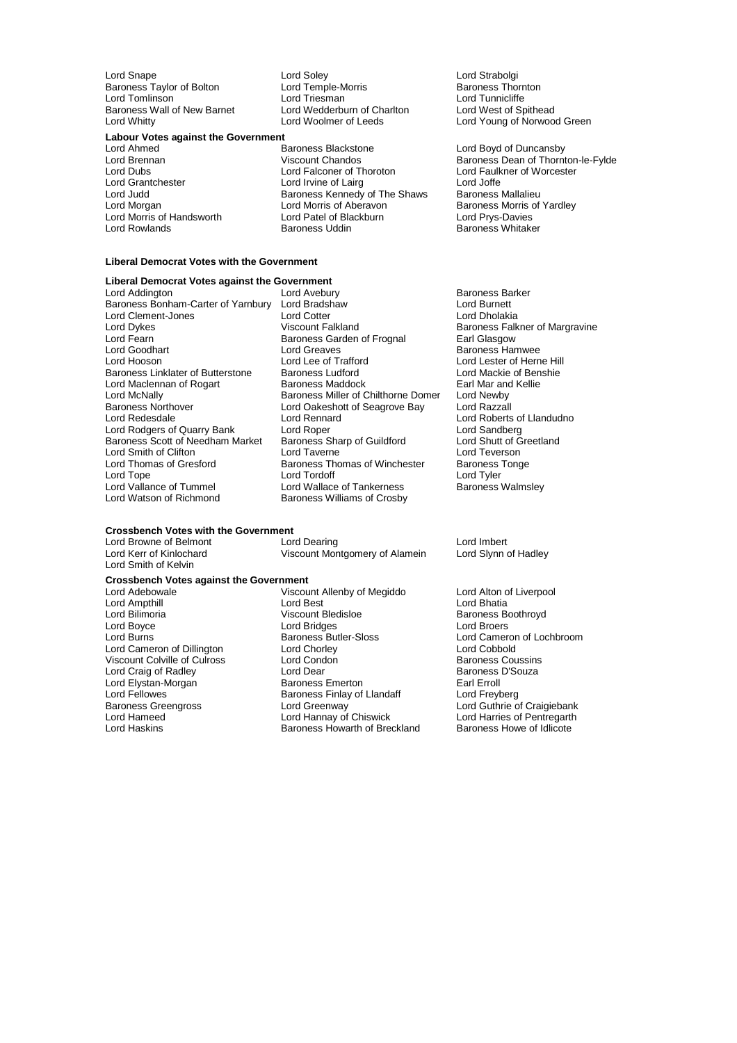Lord Snape | Lord Soley | Lord Strabolgi
Baroness Taylor of Bolton | Lord Temple-Morris | Baroness Thornton
Lord Tomlinson | Lord Triesman | Lord Tunnicliffe
Baroness Wall of New Barnet | Lord Wedderburn of Charlton | Lord West of Spithead
Lord Whitty | Lord Woolmer of Leeds | Lord Young of Norwood Green

**Labour Votes against the Government**

Lord Ahmed
Baroness Blackstone
Lord Boyd of Duncansby
Lord Brennan
Viscount Chandos
Baroness Dean of Thornton-le-Fylde
Lord Dubs
Lord Falconer of Thoroton
Lord Faulkner of Worcester
Lord Grantchester
Lord Irvine of Lairg
Lord Joffe
Lord Judd
Baroness Kennedy of The Shaws
Baroness Mallalieu
Lord Morgan
Lord Morris of Aberavon
Baroness Morris of Yardley
Lord Morris of Handsworth
Lord Patel of Blackburn
Lord Prys-Davies
Lord Rowlands
Baroness Uddin
Baroness Whitaker

**Liberal Democrat Votes with the Government**

**Liberal Democrat Votes against the Government**

Lord Addington
Lord Avebury
Baroness Barker
Baroness Bonham-Carter of Yarnbury
Lord Bradshaw
Lord Burnett
Lord Clement-Jones
Lord Cotter
Lord Dholakia
Lord Dykes
Viscount Falkland
Baroness Falkner of Margravine
Lord Fearn
Baroness Garden of Frognal
Earl Glasgow
Lord Goodhart
Lord Greaves
Baroness Hamwee
Lord Hooson
Lord Lee of Trafford
Lord Lester of Herne Hill
Baroness Linklater of Butterstone
Baroness Ludford
Lord Mackie of Benshie
Lord Maclennan of Rogart
Baroness Maddock
Earl Mar and Kellie
Lord McNally
Baroness Miller of Chilthorne Domer
Lord Newby
Baroness Northover
Lord Oakeshott of Seagrove Bay
Lord Razzall
Lord Redesdale
Lord Rennard
Lord Roberts of Llandudno
Lord Rodgers of Quarry Bank
Lord Roper
Lord Sandberg
Baroness Scott of Needham Market
Baroness Sharp of Guildford
Lord Shutt of Greetland
Lord Smith of Clifton
Lord Taverne
Lord Teverson
Lord Thomas of Gresford
Baroness Thomas of Winchester
Baroness Tonge
Lord Tope
Lord Tordoff
Lord Tyler
Lord Vallance of Tummel
Lord Wallace of Tankerness
Baroness Walmsley
Lord Watson of Richmond
Baroness Williams of Crosby

**Crossbench Votes with the Government**

Lord Browne of Belmont
Lord Dearing
Lord Imbert
Lord Kerr of Kinlochard
Viscount Montgomery of Alamein
Lord Slynn of Hadley
Lord Smith of Kelvin

**Crossbench Votes against the Government**

Lord Adebowale
Viscount Allenby of Megiddo
Lord Alton of Liverpool
Lord Ampthill
Lord Best
Lord Bhatia
Lord Bilimoria
Viscount Bledisloe
Baroness Boothroyd
Lord Boyce
Lord Bridges
Lord Broers
Lord Burns
Baroness Butler-Sloss
Lord Cameron of Lochbroom
Lord Cameron of Dillington
Lord Chorley
Lord Cobbold
Viscount Colville of Culross
Lord Condon
Baroness Coussins
Lord Craig of Radley
Lord Dear
Baroness D'Souza
Lord Elystan-Morgan
Baroness Emerton
Earl Erroll
Lord Fellowes
Baroness Finlay of Llandaff
Lord Freyberg
Baroness Greengross
Lord Greenway
Lord Guthrie of Craigiebank
Lord Hameed
Lord Hannay of Chiswick
Lord Harries of Pentregarth
Lord Haskins
Baroness Howarth of Breckland
Baroness Howe of Idlicote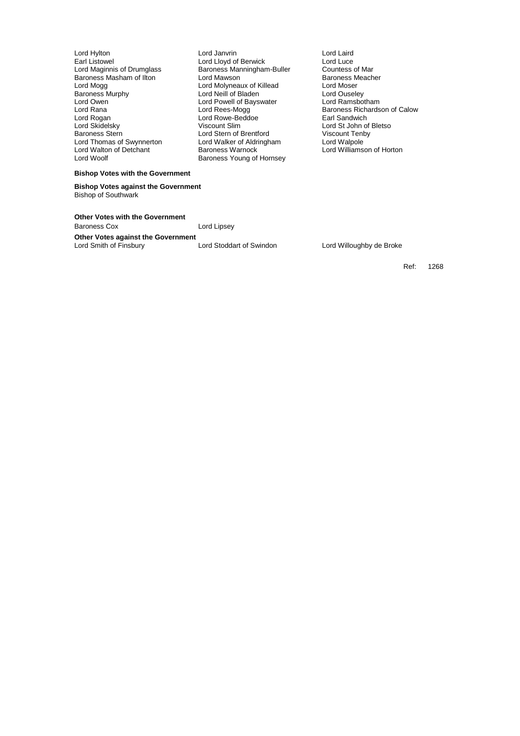Lord Hylton
Earl Listowel
Lord Maginnis of Drumglass
Baroness Masham of Ilton
Lord Mogg
Baroness Murphy
Lord Owen
Lord Rana
Lord Rogan
Lord Skidelsky
Baroness Stern
Lord Thomas of Swynnerton
Lord Walton of Detchant
Lord Woolf

Lord Janvrin
Lord Lloyd of Berwick
Baroness Manningham-Buller
Lord Mawson
Lord Molyneaux of Killead
Lord Neill of Bladen
Lord Powell of Bayswater
Lord Rees-Mogg
Lord Rowe-Beddoe
Viscount Slim
Lord Stern of Brentford
Lord Walker of Aldringham
Baroness Warnock
Baroness Young of Hornsey

Lord Laird
Lord Luce
Countess of Mar
Baroness Meacher
Lord Moser
Lord Ouseley
Lord Ramsbotham
Baroness Richardson of Calow
Earl Sandwich
Lord St John of Bletso
Viscount Tenby
Lord Walpole
Lord Williamson of Horton

**Bishop Votes with the Government**

**Bishop Votes against the Government**

Bishop of Southwark

**Other Votes with the Government**

Baroness Cox
Lord Lipsey

**Other Votes against the Government**

Lord Smith of Finsbury
Lord Stoddart of Swindon
Lord Willoughby de Broke

Ref: 1268